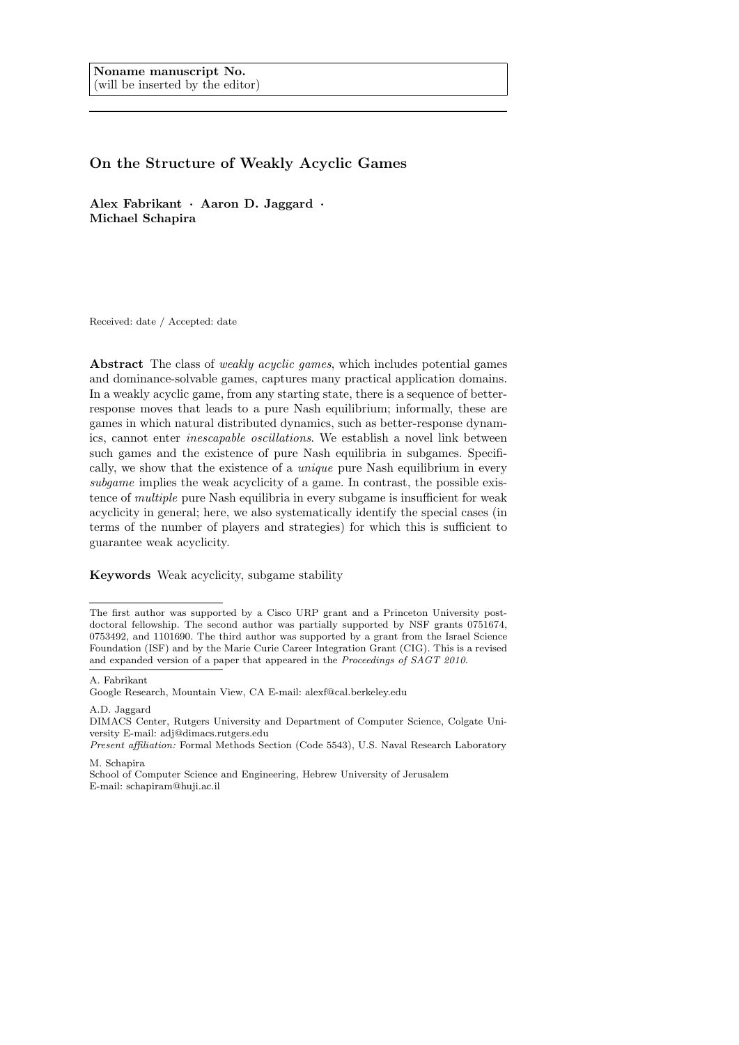**Noname manuscript No.**
(will be inserted by the editor)

# On the Structure of Weakly Acyclic Games

**Alex Fabrikant · Aaron D. Jaggard · Michael Schapira**

Received: date / Accepted: date

**Abstract** The class of *weakly acyclic games*, which includes potential games and dominance-solvable games, captures many practical application domains. In a weakly acyclic game, from any starting state, there is a sequence of better-response moves that leads to a pure Nash equilibrium; informally, these are games in which natural distributed dynamics, such as better-response dynamics, cannot enter *inescapable oscillations*. We establish a novel link between such games and the existence of pure Nash equilibria in subgames. Specifically, we show that the existence of a *unique* pure Nash equilibrium in every *subgame* implies the weak acyclicity of a game. In contrast, the possible existence of *multiple* pure Nash equilibria in every subgame is insufficient for weak acyclicity in general; here, we also systematically identify the special cases (in terms of the number of players and strategies) for which this is sufficient to guarantee weak acyclicity.

**Keywords** Weak acyclicity, subgame stability

---

The first author was supported by a Cisco URP grant and a Princeton University postdoctoral fellowship. The second author was partially supported by NSF grants 0751674, 0753492, and 1101690. The third author was supported by a grant from the Israel Science Foundation (ISF) and by the Marie Curie Career Integration Grant (CIG). This is a revised and expanded version of a paper that appeared in the *Proceedings of SAGT 2010*.

---

A. Fabrikant
Google Research, Mountain View, CA E-mail: alexf@cal.berkeley.edu

A.D. Jaggard
DIMACS Center, Rutgers University and Department of Computer Science, Colgate University E-mail: adj@dimacs.rutgers.edu
*Present affiliation:* Formal Methods Section (Code 5543), U.S. Naval Research Laboratory

M. Schapira
School of Computer Science and Engineering, Hebrew University of Jerusalem
E-mail: schapiram@huji.ac.il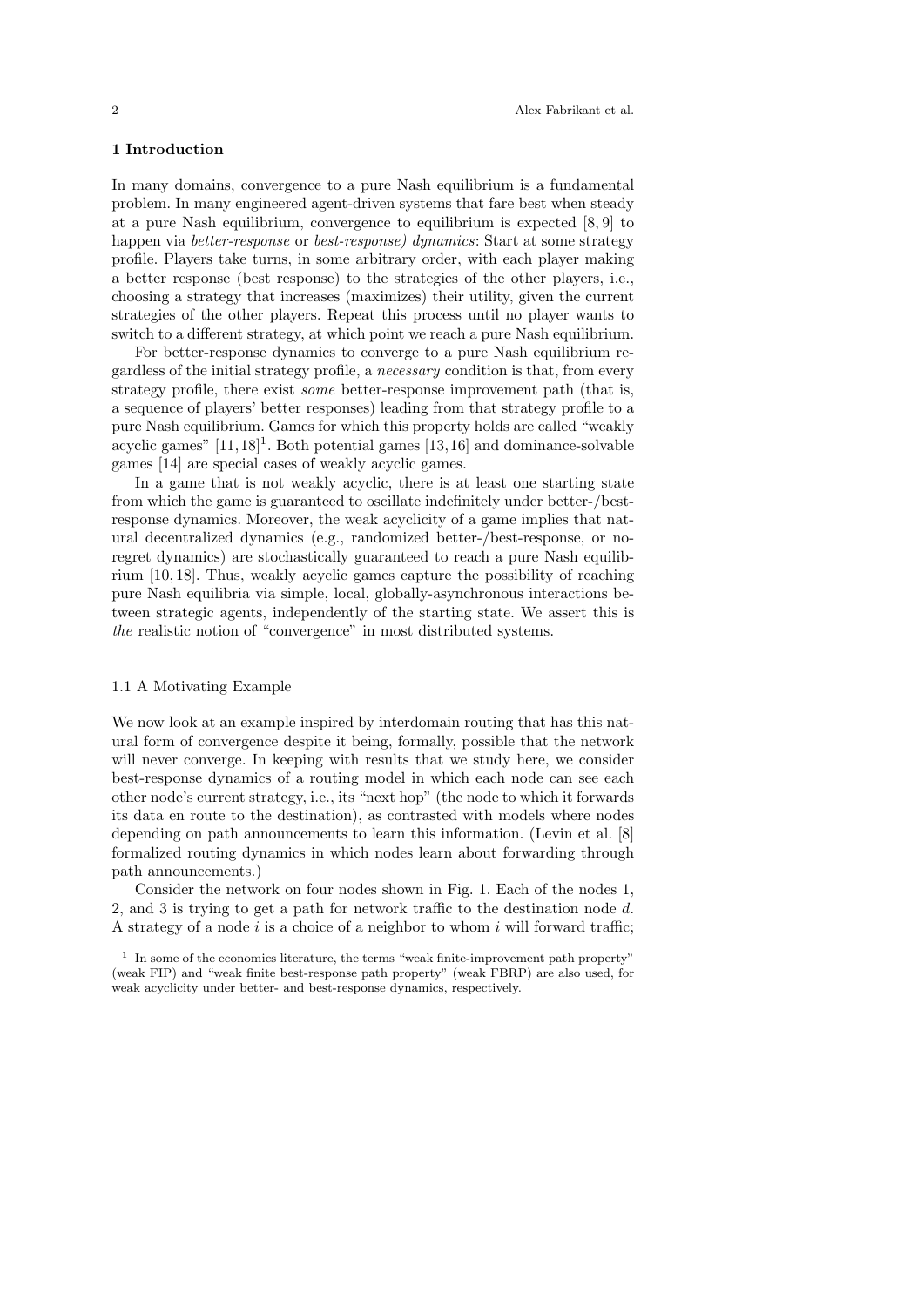## 1 Introduction

In many domains, convergence to a pure Nash equilibrium is a fundamental problem. In many engineered agent-driven systems that fare best when steady at a pure Nash equilibrium, convergence to equilibrium is expected [8, 9] to happen via *better-response* or *best-response) dynamics*: Start at some strategy profile. Players take turns, in some arbitrary order, with each player making a better response (best response) to the strategies of the other players, i.e., choosing a strategy that increases (maximizes) their utility, given the current strategies of the other players. Repeat this process until no player wants to switch to a different strategy, at which point we reach a pure Nash equilibrium.

For better-response dynamics to converge to a pure Nash equilibrium regardless of the initial strategy profile, a *necessary* condition is that, from every strategy profile, there exist *some* better-response improvement path (that is, a sequence of players' better responses) leading from that strategy profile to a pure Nash equilibrium. Games for which this property holds are called "weakly acyclic games" [11, 18][1]. Both potential games [13, 16] and dominance-solvable games [14] are special cases of weakly acyclic games.

In a game that is not weakly acyclic, there is at least one starting state from which the game is guaranteed to oscillate indefinitely under better-/best-response dynamics. Moreover, the weak acyclicity of a game implies that natural decentralized dynamics (e.g., randomized better-/best-response, or no-regret dynamics) are stochastically guaranteed to reach a pure Nash equilibrium [10, 18]. Thus, weakly acyclic games capture the possibility of reaching pure Nash equilibria via simple, local, globally-asynchronous interactions between strategic agents, independently of the starting state. We assert this is *the* realistic notion of "convergence" in most distributed systems.

### 1.1 A Motivating Example

We now look at an example inspired by interdomain routing that has this natural form of convergence despite it being, formally, possible that the network will never converge. In keeping with results that we study here, we consider best-response dynamics of a routing model in which each node can see each other node's current strategy, i.e., its "next hop" (the node to which it forwards its data en route to the destination), as contrasted with models where nodes depending on path announcements to learn this information. (Levin et al. [8] formalized routing dynamics in which nodes learn about forwarding through path announcements.)

Consider the network on four nodes shown in Fig. 1. Each of the nodes 1, 2, and 3 is trying to get a path for network traffic to the destination node $d$. A strategy of a node $i$ is a choice of a neighbor to whom $i$ will forward traffic;

[1] In some of the economics literature, the terms "weak finite-improvement path property" (weak FIP) and "weak finite best-response path property" (weak FBRP) are also used, for weak acyclicity under better- and best-response dynamics, respectively.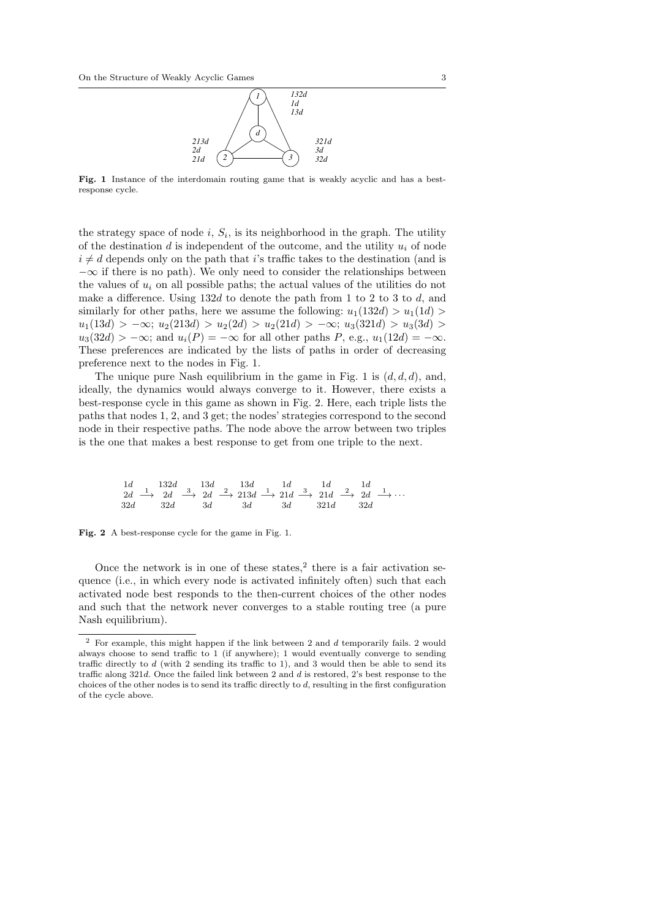132d
1d
13d

213d
2d
21d

321d
3d
32d

**Fig. 1** Instance of the interdomain routing game that is weakly acyclic and has a best-response cycle.

the strategy space of node $i$, $S_i$, is its neighborhood in the graph. The utility of the destination $d$ is independent of the outcome, and the utility $u_i$ of node $i \neq d$ depends only on the path that $i$'s traffic takes to the destination (and is $-\infty$ if there is no path). We only need to consider the relationships between the values of $u_i$ on all possible paths; the actual values of the utilities do not make a difference. Using $132d$ to denote the path from 1 to 2 to 3 to $d$, and similarly for other paths, here we assume the following: $u_1(132d) > u_1(1d) > u_1(13d) > -\infty$; $u_2(213d) > u_2(2d) > u_2(21d) > -\infty$; $u_3(321d) > u_3(3d) > u_3(32d) > -\infty$; and $u_i(P) = -\infty$ for all other paths $P$, e.g., $u_1(12d) = -\infty$. These preferences are indicated by the lists of paths in order of decreasing preference next to the nodes in Fig. 1.

The unique pure Nash equilibrium in the game in Fig. 1 is $(d, d, d)$, and, ideally, the dynamics would always converge to it. However, there exists a best-response cycle in this game as shown in Fig. 2. Here, each triple lists the paths that nodes 1, 2, and 3 get; the nodes' strategies correspond to the second node in their respective paths. The node above the arrow between two triples is the one that makes a best response to get from one triple to the next.

$$\begin{matrix} 1d \\ 2d \\ 32d \end{matrix} \xrightarrow{1} \begin{matrix} 132d \\ 2d \\ 32d \end{matrix} \xrightarrow{3} \begin{matrix} 13d \\ 2d \\ 3d \end{matrix} \xrightarrow{2} \begin{matrix} 13d \\ 213d \\ 3d \end{matrix} \xrightarrow{1} \begin{matrix} 1d \\ 21d \\ 3d \end{matrix} \xrightarrow{3} \begin{matrix} 1d \\ 21d \\ 321d \end{matrix} \xrightarrow{2} \begin{matrix} 1d \\ 2d \\ 32d \end{matrix} \xrightarrow{1} \cdots$$

**Fig. 2** A best-response cycle for the game in Fig. 1.

Once the network is in one of these states,[2] there is a fair activation sequence (i.e., in which every node is activated infinitely often) such that each activated node best responds to the then-current choices of the other nodes and such that the network never converges to a stable routing tree (a pure Nash equilibrium).

[2] For example, this might happen if the link between 2 and $d$ temporarily fails. 2 would always choose to send traffic to 1 (if anywhere); 1 would eventually converge to sending traffic directly to $d$ (with 2 sending its traffic to 1), and 3 would then be able to send its traffic along $321d$. Once the failed link between 2 and $d$ is restored, 2's best response to the choices of the other nodes is to send its traffic directly to $d$, resulting in the first configuration of the cycle above.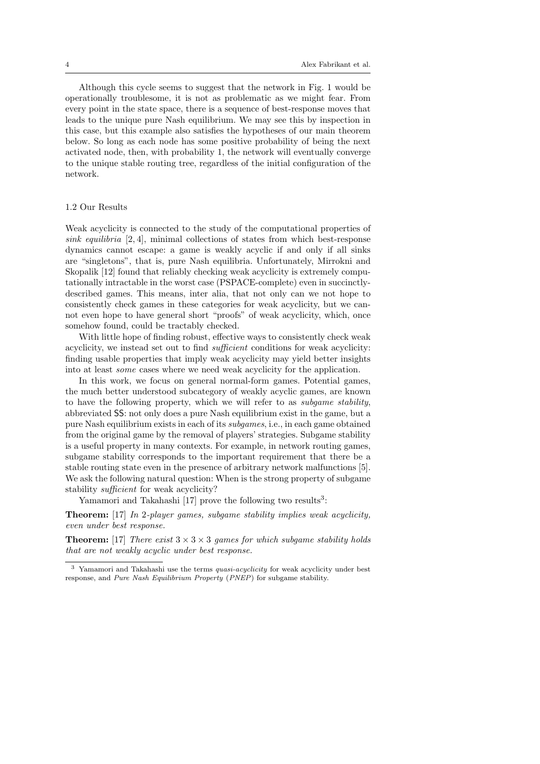Although this cycle seems to suggest that the network in Fig. 1 would be operationally troublesome, it is not as problematic as we might fear. From every point in the state space, there is a sequence of best-response moves that leads to the unique pure Nash equilibrium. We may see this by inspection in this case, but this example also satisfies the hypotheses of our main theorem below. So long as each node has some positive probability of being the next activated node, then, with probability 1, the network will eventually converge to the unique stable routing tree, regardless of the initial configuration of the network.

### 1.2 Our Results

Weak acyclicity is connected to the study of the computational properties of *sink equilibria* [2, 4], minimal collections of states from which best-response dynamics cannot escape: a game is weakly acyclic if and only if all sinks are "singletons", that is, pure Nash equilibria. Unfortunately, Mirrokni and Skopalik [12] found that reliably checking weak acyclicity is extremely computationally intractable in the worst case (PSPACE-complete) even in succinctly-described games. This means, inter alia, that not only can we not hope to consistently check games in these categories for weak acyclicity, but we cannot even hope to have general short "proofs" of weak acyclicity, which, once somehow found, could be tractably checked.

With little hope of finding robust, effective ways to consistently check weak acyclicity, we instead set out to find *sufficient* conditions for weak acyclicity: finding usable properties that imply weak acyclicity may yield better insights into at least *some* cases where we need weak acyclicity for the application.

In this work, we focus on general normal-form games. Potential games, the much better understood subcategory of weakly acyclic games, are known to have the following property, which we will refer to as *subgame stability*, abbreviated SS: not only does a pure Nash equilibrium exist in the game, but a pure Nash equilibrium exists in each of its *subgames*, i.e., in each game obtained from the original game by the removal of players' strategies. Subgame stability is a useful property in many contexts. For example, in network routing games, subgame stability corresponds to the important requirement that there be a stable routing state even in the presence of arbitrary network malfunctions [5]. We ask the following natural question: When is the strong property of subgame stability *sufficient* for weak acyclicity?

Yamamori and Takahashi [17] prove the following two results[3]:

**Theorem:** [17] *In 2-player games, subgame stability implies weak acyclicity, even under best response.*

**Theorem:** [17] *There exist $3 \times 3 \times 3$ games for which subgame stability holds that are not weakly acyclic under best response.*

[3] Yamamori and Takahashi use the terms *quasi-acyclicity* for weak acyclicity under best response, and *Pure Nash Equilibrium Property* (*PNEP*) for subgame stability.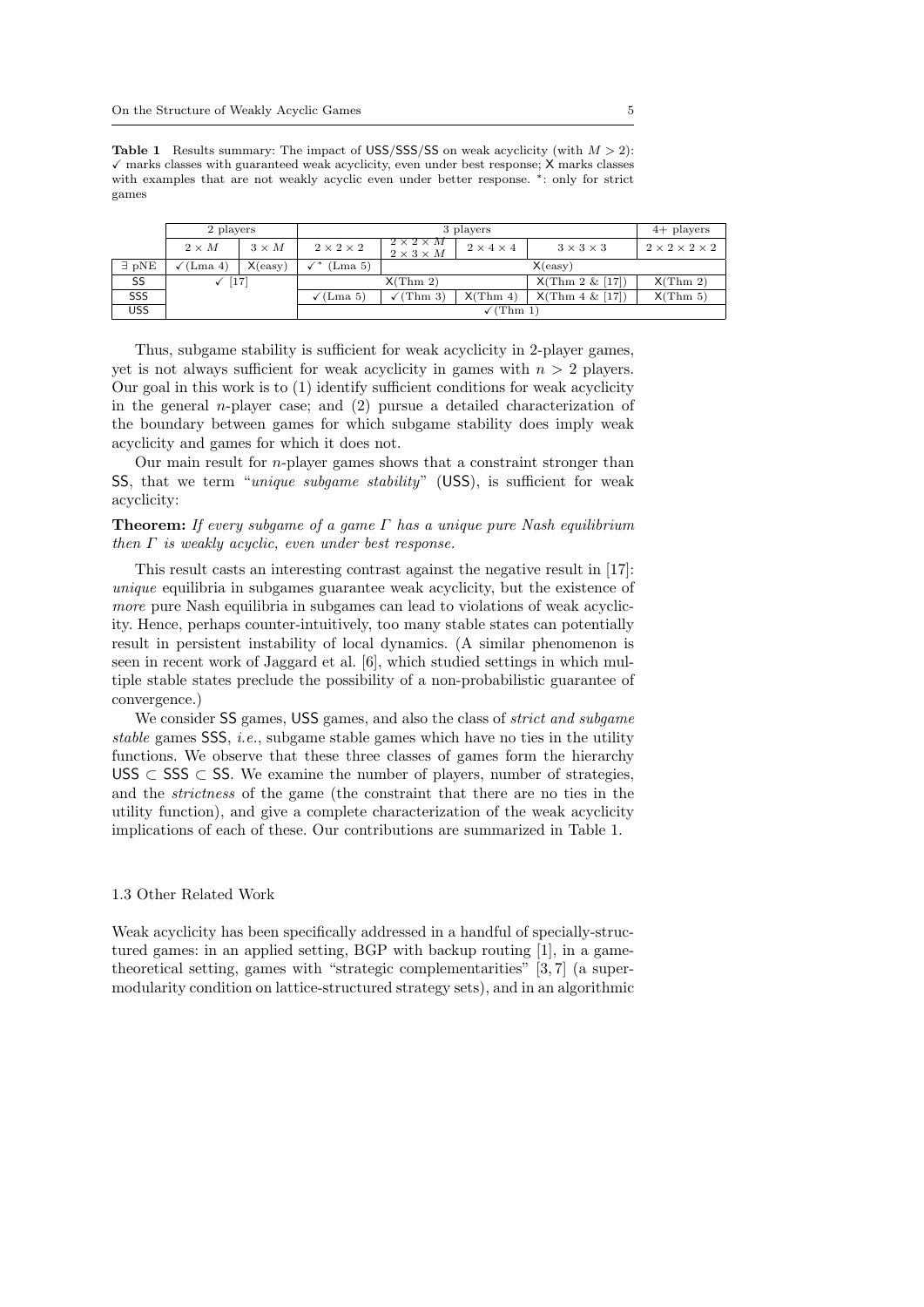**Table 1** Results summary: The impact of USS/SSS/SS on weak acyclicity (with $M > 2$): ✓ marks classes with guaranteed weak acyclicity, even under best response; X marks classes with examples that are not weakly acyclic even under better response. *: only for strict games

| | 2 players | | 3 players | | | | 4+ players |
|---|---|---|---|---|---|---|---|
| | $2 \times M$ | $3 \times M$ | $2 \times 2 \times 2$ | $2 \times 2 \times M$ $2 \times 3 \times M$ | $2 \times 4 \times 4$ | $3 \times 3 \times 3$ | $2 \times 2 \times 2 \times 2$ |
| ∃ pNE | ✓(Lma 4) | X(easy) | ✓* (Lma 5) | X(easy) | | | |
| SS | ✓ [17] | | X(Thm 2) | | | X(Thm 2 & [17]) | X(Thm 2) |
| SSS | | | ✓(Lma 5) | ✓(Thm 3) | X(Thm 4) | X(Thm 4 & [17]) | X(Thm 5) |
| USS | | | ✓(Thm 1) | | | | |

Thus, subgame stability is sufficient for weak acyclicity in 2-player games, yet is not always sufficient for weak acyclicity in games with $n > 2$ players. Our goal in this work is to (1) identify sufficient conditions for weak acyclicity in the general $n$-player case; and (2) pursue a detailed characterization of the boundary between games for which subgame stability does imply weak acyclicity and games for which it does not.

Our main result for $n$-player games shows that a constraint stronger than SS, that we term "*unique subgame stability*" (USS), is sufficient for weak acyclicity:

**Theorem:** *If every subgame of a game $\Gamma$ has a unique pure Nash equilibrium then $\Gamma$ is weakly acyclic, even under best response.*

This result casts an interesting contrast against the negative result in [17]: *unique* equilibria in subgames guarantee weak acyclicity, but the existence of *more* pure Nash equilibria in subgames can lead to violations of weak acyclicity. Hence, perhaps counter-intuitively, too many stable states can potentially result in persistent instability of local dynamics. (A similar phenomenon is seen in recent work of Jaggard et al. [6], which studied settings in which multiple stable states preclude the possibility of a non-probabilistic guarantee of convergence.)

We consider SS games, USS games, and also the class of *strict and subgame stable* games SSS, *i.e.*, subgame stable games which have no ties in the utility functions. We observe that these three classes of games form the hierarchy USS ⊂ SSS ⊂ SS. We examine the number of players, number of strategies, and the *strictness* of the game (the constraint that there are no ties in the utility function), and give a complete characterization of the weak acyclicity implications of each of these. Our contributions are summarized in Table 1.

### 1.3 Other Related Work

Weak acyclicity has been specifically addressed in a handful of specially-structured games: in an applied setting, BGP with backup routing [1], in a game-theoretical setting, games with "strategic complementarities" [3, 7] (a supermodularity condition on lattice-structured strategy sets), and in an algorithmic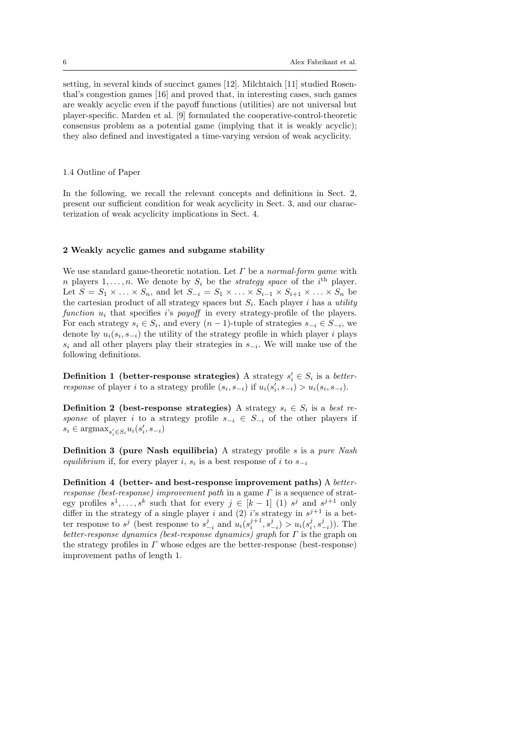setting, in several kinds of succinct games [12]. Milchtaich [11] studied Rosenthal's congestion games [16] and proved that, in interesting cases, such games are weakly acyclic even if the payoff functions (utilities) are not universal but player-specific. Marden et al. [9] formulated the cooperative-control-theoretic consensus problem as a potential game (implying that it is weakly acyclic); they also defined and investigated a time-varying version of weak acyclicity.

### 1.4 Outline of Paper

In the following, we recall the relevant concepts and definitions in Sect. 2, present our sufficient condition for weak acyclicity in Sect. 3, and our characterization of weak acyclicity implications in Sect. 4.

## 2 Weakly acyclic games and subgame stability

We use standard game-theoretic notation. Let $\Gamma$ be a *normal-form game* with $n$ players $1, \ldots, n$. We denote by $S_i$ be the *strategy space* of the $i^{\text{th}}$ player. Let $S = S_1 \times \ldots \times S_n$, and let $S_{-i} = S_1 \times \ldots \times S_{i-1} \times S_{i+1} \times \ldots \times S_n$ be the cartesian product of all strategy spaces but $S_i$. Each player $i$ has a *utility function* $u_i$ that specifies $i$'s *payoff* in every strategy-profile of the players. For each strategy $s_i \in S_i$, and every $(n-1)$-tuple of strategies $s_{-i} \in S_{-i}$, we denote by $u_i(s_i, s_{-i})$ the utility of the strategy profile in which player $i$ plays $s_i$ and all other players play their strategies in $s_{-i}$. We will make use of the following definitions.

**Definition 1 (better-response strategies)** A strategy $s'_i \in S_i$ is a *better-response* of player $i$ to a strategy profile $(s_i, s_{-i})$ if $u_i(s'_i, s_{-i}) > u_i(s_i, s_{-i})$.

**Definition 2 (best-response strategies)** A strategy $s_i \in S_i$ is a *best response* of player $i$ to a strategy profile $s_{-i} \in S_{-i}$ of the other players if $s_i \in \operatorname{argmax}_{s'_i \in S_i} u_i(s'_i, s_{-i})$

**Definition 3 (pure Nash equilibria)** A strategy profile $s$ is a *pure Nash equilibrium* if, for every player $i$, $s_i$ is a best response of $i$ to $s_{-i}$

**Definition 4 (better- and best-response improvement paths)** A *better-response (best-response) improvement path* in a game $\Gamma$ is a sequence of strategy profiles $s^1, \ldots, s^k$ such that for every $j \in [k-1]$ (1) $s^j$ and $s^{j+1}$ only differ in the strategy of a single player $i$ and (2) $i$'s strategy in $s^{j+1}$ is a better response to $s^j$ (best response to $s^j_{-i}$ and $u_i(s^{j+1}_i, s^j_{-i}) > u_i(s^j_i, s^j_{-i})$). The *better-response dynamics (best-response dynamics) graph* for $\Gamma$ is the graph on the strategy profiles in $\Gamma$ whose edges are the better-response (best-response) improvement paths of length 1.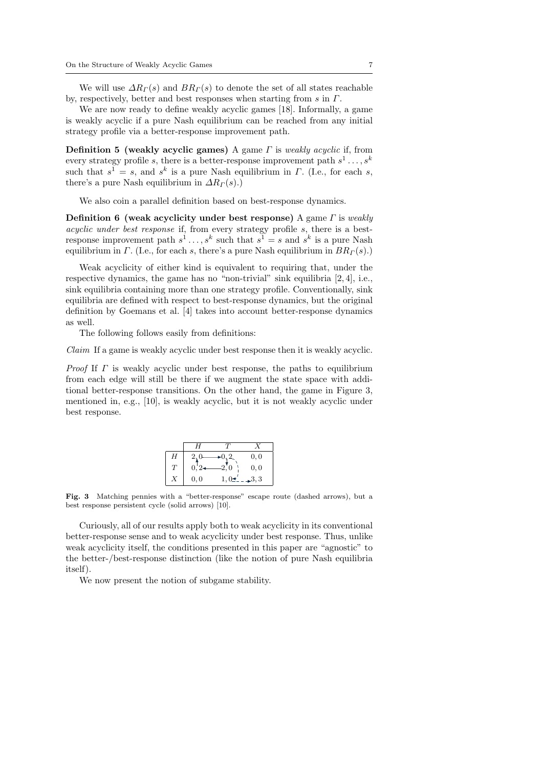We will use $\Delta R_\Gamma(s)$ and $BR_\Gamma(s)$ to denote the set of all states reachable by, respectively, better and best responses when starting from $s$ in $\Gamma$.

We are now ready to define weakly acyclic games [18]. Informally, a game is weakly acyclic if a pure Nash equilibrium can be reached from any initial strategy profile via a better-response improvement path.

**Definition 5 (weakly acyclic games)** A game $\Gamma$ is *weakly acyclic* if, from every strategy profile $s$, there is a better-response improvement path $s^1 \ldots, s^k$ such that $s^1 = s$, and $s^k$ is a pure Nash equilibrium in $\Gamma$. (I.e., for each $s$, there's a pure Nash equilibrium in $\Delta R_\Gamma(s)$.)

We also coin a parallel definition based on best-response dynamics.

**Definition 6 (weak acyclicity under best response)** A game $\Gamma$ is *weakly acyclic under best response* if, from every strategy profile $s$, there is a best-response improvement path $s^1 \ldots, s^k$ such that $s^1 = s$ and $s^k$ is a pure Nash equilibrium in $\Gamma$. (I.e., for each $s$, there's a pure Nash equilibrium in $BR_\Gamma(s)$.)

Weak acyclicity of either kind is equivalent to requiring that, under the respective dynamics, the game has no "non-trivial" sink equilibria [2, 4], i.e., sink equilibria containing more than one strategy profile. Conventionally, sink equilibria are defined with respect to best-response dynamics, but the original definition by Goemans et al. [4] takes into account better-response dynamics as well.

The following follows easily from definitions:

*Claim* If a game is weakly acyclic under best response then it is weakly acyclic.

*Proof* If $\Gamma$ is weakly acyclic under best response, the paths to equilibrium from each edge will still be there if we augment the state space with additional better-response transitions. On the other hand, the game in Figure 3, mentioned in, e.g., [10], is weakly acyclic, but it is not weakly acyclic under best response.

|   | $H$ | $T$ | $X$ |
|---|---|---|---|
| $H$ | 2, 0 | 0, 2 | 0, 0 |
| $T$ | 0, 2 | 2, 0 | 0, 0 |
| $X$ | 0, 0 | 1, 0 | 3, 3 |

**Fig. 3** Matching pennies with a "better-response" escape route (dashed arrows), but a best response persistent cycle (solid arrows) [10].

Curiously, all of our results apply both to weak acyclicity in its conventional better-response sense and to weak acyclicity under best response. Thus, unlike weak acyclicity itself, the conditions presented in this paper are "agnostic" to the better-/best-response distinction (like the notion of pure Nash equilibria itself).

We now present the notion of subgame stability.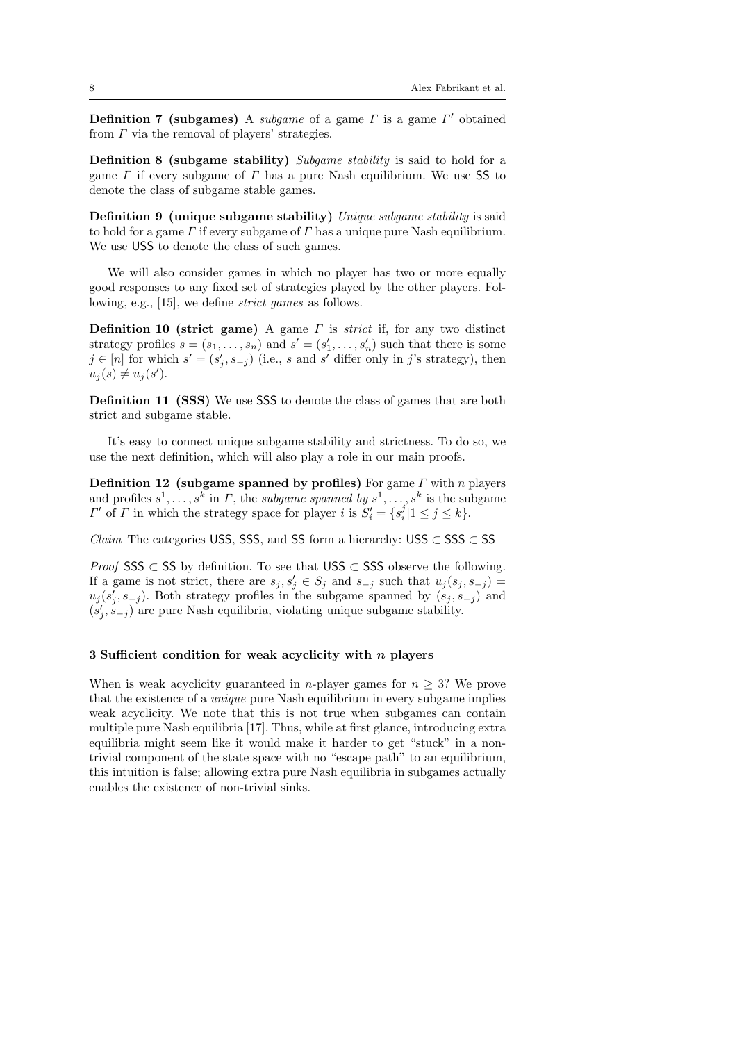**Definition 7 (subgames)** A *subgame* of a game $\Gamma$ is a game $\Gamma'$ obtained from $\Gamma$ via the removal of players' strategies.

**Definition 8 (subgame stability)** *Subgame stability* is said to hold for a game $\Gamma$ if every subgame of $\Gamma$ has a pure Nash equilibrium. We use SS to denote the class of subgame stable games.

**Definition 9 (unique subgame stability)** *Unique subgame stability* is said to hold for a game $\Gamma$ if every subgame of $\Gamma$ has a unique pure Nash equilibrium. We use USS to denote the class of such games.

We will also consider games in which no player has two or more equally good responses to any fixed set of strategies played by the other players. Following, e.g., [15], we define *strict games* as follows.

**Definition 10 (strict game)** A game $\Gamma$ is *strict* if, for any two distinct strategy profiles $s = (s_1, \ldots, s_n)$ and $s' = (s'_1, \ldots, s'_n)$ such that there is some $j \in [n]$ for which $s' = (s'_j, s_{-j})$ (i.e., $s$ and $s'$ differ only in $j$'s strategy), then $u_j(s) \neq u_j(s')$.

**Definition 11 (SSS)** We use SSS to denote the class of games that are both strict and subgame stable.

It's easy to connect unique subgame stability and strictness. To do so, we use the next definition, which will also play a role in our main proofs.

**Definition 12 (subgame spanned by profiles)** For game $\Gamma$ with $n$ players and profiles $s^1, \ldots, s^k$ in $\Gamma$, the *subgame spanned by* $s^1, \ldots, s^k$ is the subgame $\Gamma'$ of $\Gamma$ in which the strategy space for player $i$ is $S'_i = \{s^j_i | 1 \leq j \leq k\}$.

*Claim* The categories USS, SSS, and SS form a hierarchy: USS $\subset$ SSS $\subset$ SS

*Proof* SSS $\subset$ SS by definition. To see that USS $\subset$ SSS observe the following. If a game is not strict, there are $s_j, s'_j \in S_j$ and $s_{-j}$ such that $u_j(s_j, s_{-j}) = u_j(s'_j, s_{-j})$. Both strategy profiles in the subgame spanned by $(s_j, s_{-j})$ and $(s'_j, s_{-j})$ are pure Nash equilibria, violating unique subgame stability.

## 3 Sufficient condition for weak acyclicity with $n$ players

When is weak acyclicity guaranteed in $n$-player games for $n \geq 3$? We prove that the existence of a *unique* pure Nash equilibrium in every subgame implies weak acyclicity. We note that this is not true when subgames can contain multiple pure Nash equilibria [17]. Thus, while at first glance, introducing extra equilibria might seem like it would make it harder to get "stuck" in a non-trivial component of the state space with no "escape path" to an equilibrium, this intuition is false; allowing extra pure Nash equilibria in subgames actually enables the existence of non-trivial sinks.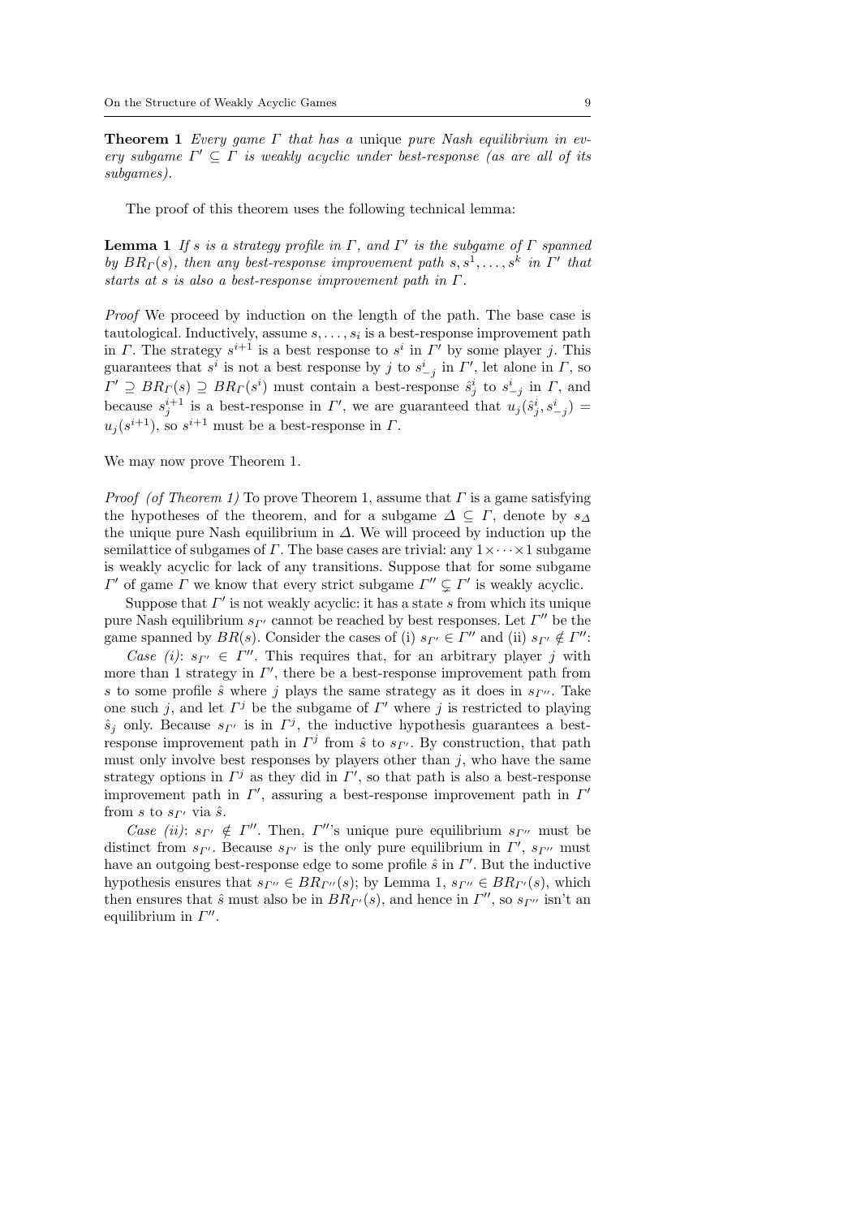**Theorem 1** *Every game $\Gamma$ that has a* unique *pure Nash equilibrium in every subgame $\Gamma' \subseteq \Gamma$ is weakly acyclic under best-response (as are all of its subgames).*

The proof of this theorem uses the following technical lemma:

**Lemma 1** *If $s$ is a strategy profile in $\Gamma$, and $\Gamma'$ is the subgame of $\Gamma$ spanned by $BR_\Gamma(s)$, then any best-response improvement path $s, s^1, \ldots, s^k$ in $\Gamma'$ that starts at $s$ is also a best-response improvement path in $\Gamma$.*

*Proof* We proceed by induction on the length of the path. The base case is tautological. Inductively, assume $s, \ldots, s_i$ is a best-response improvement path in $\Gamma$. The strategy $s^{i+1}$ is a best response to $s^i$ in $\Gamma'$ by some player $j$. This guarantees that $s^i$ is not a best response by $j$ to $s^i_{-j}$ in $\Gamma'$, let alone in $\Gamma$, so $\Gamma' \supseteq BR_\Gamma(s) \supseteq BR_\Gamma(s^i)$ must contain a best-response $\hat{s}^i_j$ to $s^i_{-j}$ in $\Gamma$, and because $s^{i+1}_j$ is a best-response in $\Gamma'$, we are guaranteed that $u_j(\hat{s}^i_j, s^i_{-j}) = u_j(s^{i+1})$, so $s^{i+1}$ must be a best-response in $\Gamma$.

We may now prove Theorem 1.

*Proof (of Theorem 1)* To prove Theorem 1, assume that $\Gamma$ is a game satisfying the hypotheses of the theorem, and for a subgame $\Delta \subseteq \Gamma$, denote by $s_\Delta$ the unique pure Nash equilibrium in $\Delta$. We will proceed by induction up the semilattice of subgames of $\Gamma$. The base cases are trivial: any $1 \times \cdots \times 1$ subgame is weakly acyclic for lack of any transitions. Suppose that for some subgame $\Gamma'$ of game $\Gamma$ we know that every strict subgame $\Gamma'' \subsetneq \Gamma'$ is weakly acyclic.

Suppose that $\Gamma'$ is not weakly acyclic: it has a state $s$ from which its unique pure Nash equilibrium $s_{\Gamma'}$ cannot be reached by best responses. Let $\Gamma''$ be the game spanned by $BR(s)$. Consider the cases of (i) $s_{\Gamma'} \in \Gamma''$ and (ii) $s_{\Gamma'} \notin \Gamma''$:

*Case (i)*: $s_{\Gamma'} \in \Gamma''$. This requires that, for an arbitrary player $j$ with more than 1 strategy in $\Gamma'$, there be a best-response improvement path from $s$ to some profile $\hat{s}$ where $j$ plays the same strategy as it does in $s_{\Gamma''}$. Take one such $j$, and let $\Gamma^j$ be the subgame of $\Gamma'$ where $j$ is restricted to playing $\hat{s}_j$ only. Because $s_{\Gamma'}$ is in $\Gamma^j$, the inductive hypothesis guarantees a best-response improvement path in $\Gamma^j$ from $\hat{s}$ to $s_{\Gamma'}$. By construction, that path must only involve best responses by players other than $j$, who have the same strategy options in $\Gamma^j$ as they did in $\Gamma'$, so that path is also a best-response improvement path in $\Gamma'$, assuring a best-response improvement path in $\Gamma'$ from $s$ to $s_{\Gamma'}$ via $\hat{s}$.

*Case (ii)*: $s_{\Gamma'} \notin \Gamma''$. Then, $\Gamma''$'s unique pure equilibrium $s_{\Gamma''}$ must be distinct from $s_{\Gamma'}$. Because $s_{\Gamma'}$ is the only pure equilibrium in $\Gamma'$, $s_{\Gamma''}$ must have an outgoing best-response edge to some profile $\hat{s}$ in $\Gamma'$. But the inductive hypothesis ensures that $s_{\Gamma''} \in BR_{\Gamma''}(s)$; by Lemma 1, $s_{\Gamma''} \in BR_{\Gamma'}(s)$, which then ensures that $\hat{s}$ must also be in $BR_{\Gamma'}(s)$, and hence in $\Gamma''$, so $s_{\Gamma''}$ isn't an equilibrium in $\Gamma''$.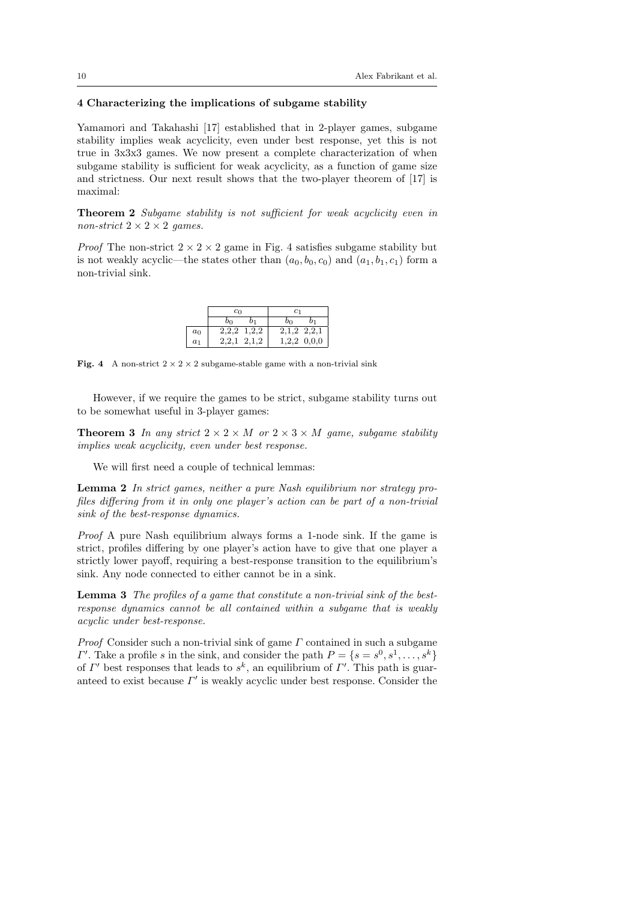## 4 Characterizing the implications of subgame stability

Yamamori and Takahashi [17] established that in 2-player games, subgame stability implies weak acyclicity, even under best response, yet this is not true in 3x3x3 games. We now present a complete characterization of when subgame stability is sufficient for weak acyclicity, as a function of game size and strictness. Our next result shows that the two-player theorem of [17] is maximal:

**Theorem 2** *Subgame stability is not sufficient for weak acyclicity even in non-strict $2 \times 2 \times 2$ games.*

*Proof* The non-strict $2 \times 2 \times 2$ game in Fig. 4 satisfies subgame stability but is not weakly acyclic—the states other than $(a_0, b_0, c_0)$ and $(a_1, b_1, c_1)$ form a non-trivial sink.

| | $c_0$ | | $c_1$ | |
|---|---|---|---|---|
| | $b_0$ | $b_1$ | $b_0$ | $b_1$ |
| $a_0$ | 2,2,2 | 1,2,2 | 2,1,2 | 2,2,1 |
| $a_1$ | 2,2,1 | 2,1,2 | 1,2,2 | 0,0,0 |

**Fig. 4** A non-strict $2 \times 2 \times 2$ subgame-stable game with a non-trivial sink

However, if we require the games to be strict, subgame stability turns out to be somewhat useful in 3-player games:

**Theorem 3** *In any strict $2 \times 2 \times M$ or $2 \times 3 \times M$ game, subgame stability implies weak acyclicity, even under best response.*

We will first need a couple of technical lemmas:

**Lemma 2** *In strict games, neither a pure Nash equilibrium nor strategy profiles differing from it in only one player's action can be part of a non-trivial sink of the best-response dynamics.*

*Proof* A pure Nash equilibrium always forms a 1-node sink. If the game is strict, profiles differing by one player's action have to give that one player a strictly lower payoff, requiring a best-response transition to the equilibrium's sink. Any node connected to either cannot be in a sink.

**Lemma 3** *The profiles of a game that constitute a non-trivial sink of the best-response dynamics cannot be all contained within a subgame that is weakly acyclic under best-response.*

*Proof* Consider such a non-trivial sink of game $\Gamma$ contained in such a subgame $\Gamma'$. Take a profile $s$ in the sink, and consider the path $P = \{s = s^0, s^1, \ldots, s^k\}$ of $\Gamma'$ best responses that leads to $s^k$, an equilibrium of $\Gamma'$. This path is guaranteed to exist because $\Gamma'$ is weakly acyclic under best response. Consider the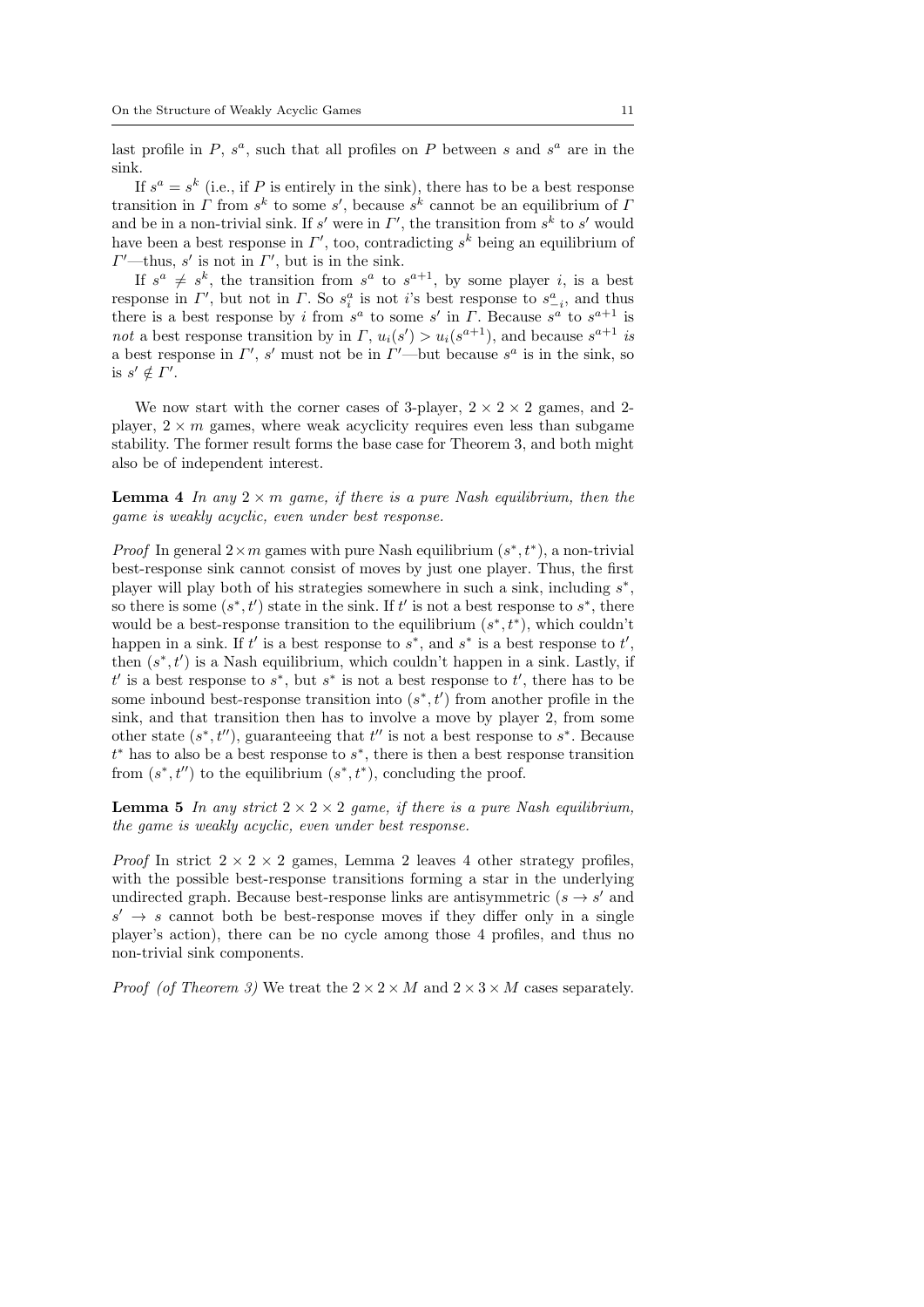last profile in $P$, $s^a$, such that all profiles on $P$ between $s$ and $s^a$ are in the sink.

If $s^a = s^k$ (i.e., if $P$ is entirely in the sink), there has to be a best response transition in $\Gamma$ from $s^k$ to some $s'$, because $s^k$ cannot be an equilibrium of $\Gamma$ and be in a non-trivial sink. If $s'$ were in $\Gamma'$, the transition from $s^k$ to $s'$ would have been a best response in $\Gamma'$, too, contradicting $s^k$ being an equilibrium of $\Gamma'$—thus, $s'$ is not in $\Gamma'$, but is in the sink.

If $s^a \neq s^k$, the transition from $s^a$ to $s^{a+1}$, by some player $i$, is a best response in $\Gamma'$, but not in $\Gamma$. So $s^a_i$ is not $i$'s best response to $s^a_{-i}$, and thus there is a best response by $i$ from $s^a$ to some $s'$ in $\Gamma$. Because $s^a$ to $s^{a+1}$ is *not* a best response transition by in $\Gamma$, $u_i(s') > u_i(s^{a+1})$, and because $s^{a+1}$ *is* a best response in $\Gamma'$, $s'$ must not be in $\Gamma'$—but because $s^a$ is in the sink, so is $s' \notin \Gamma'$.

We now start with the corner cases of 3-player, $2 \times 2 \times 2$ games, and 2-player, $2 \times m$ games, where weak acyclicity requires even less than subgame stability. The former result forms the base case for Theorem 3, and both might also be of independent interest.

**Lemma 4** *In any $2 \times m$ game, if there is a pure Nash equilibrium, then the game is weakly acyclic, even under best response.*

*Proof* In general $2 \times m$ games with pure Nash equilibrium $(s^*, t^*)$, a non-trivial best-response sink cannot consist of moves by just one player. Thus, the first player will play both of his strategies somewhere in such a sink, including $s^*$, so there is some $(s^*, t')$ state in the sink. If $t'$ is not a best response to $s^*$, there would be a best-response transition to the equilibrium $(s^*, t^*)$, which couldn't happen in a sink. If $t'$ is a best response to $s^*$, and $s^*$ is a best response to $t'$, then $(s^*, t')$ is a Nash equilibrium, which couldn't happen in a sink. Lastly, if $t'$ is a best response to $s^*$, but $s^*$ is not a best response to $t'$, there has to be some inbound best-response transition into $(s^*, t')$ from another profile in the sink, and that transition then has to involve a move by player 2, from some other state $(s^*, t'')$, guaranteeing that $t''$ is not a best response to $s^*$. Because $t^*$ has to also be a best response to $s^*$, there is then a best response transition from $(s^*, t'')$ to the equilibrium $(s^*, t^*)$, concluding the proof.

**Lemma 5** *In any strict $2 \times 2 \times 2$ game, if there is a pure Nash equilibrium, the game is weakly acyclic, even under best response.*

*Proof* In strict $2 \times 2 \times 2$ games, Lemma 2 leaves 4 other strategy profiles, with the possible best-response transitions forming a star in the underlying undirected graph. Because best-response links are antisymmetric ($s \to s'$ and $s' \to s$ cannot both be best-response moves if they differ only in a single player's action), there can be no cycle among those 4 profiles, and thus no non-trivial sink components.

*Proof (of Theorem 3)* We treat the $2 \times 2 \times M$ and $2 \times 3 \times M$ cases separately.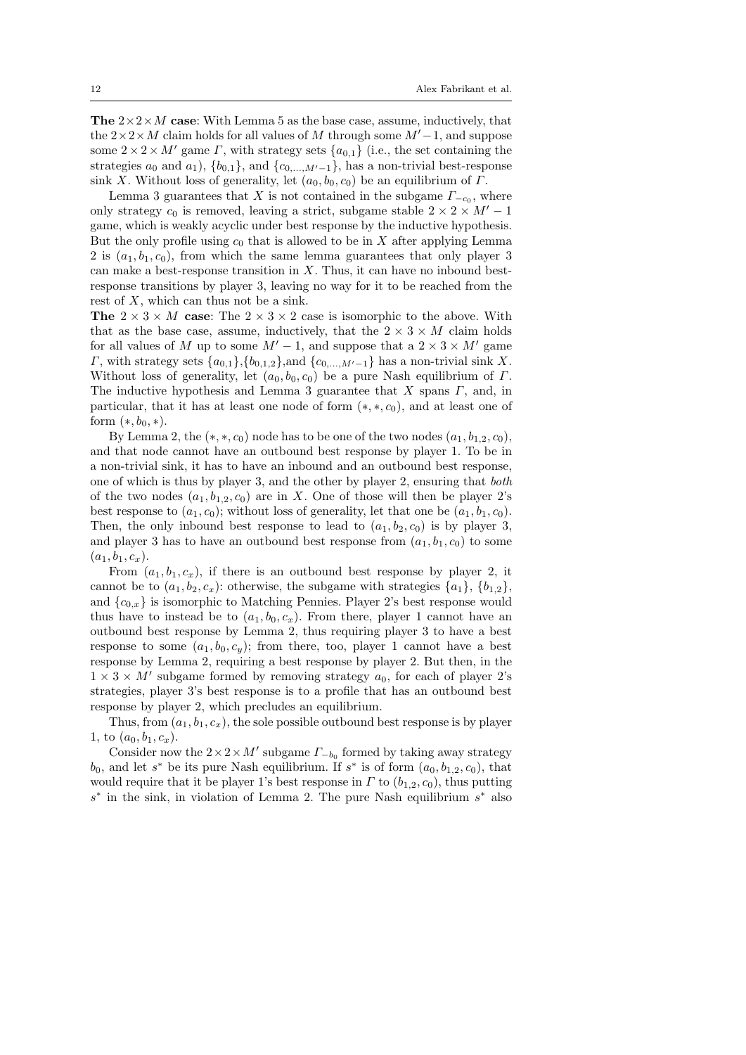**The $2 \times 2 \times M$ case**: With Lemma 5 as the base case, assume, inductively, that the $2 \times 2 \times M$ claim holds for all values of $M$ through some $M'-1$, and suppose some $2 \times 2 \times M'$ game $\Gamma$, with strategy sets $\{a_{0,1}\}$ (i.e., the set containing the strategies $a_0$ and $a_1$), $\{b_{0,1}\}$, and $\{c_{0,\ldots,M'-1}\}$, has a non-trivial best-response sink $X$. Without loss of generality, let $(a_0, b_0, c_0)$ be an equilibrium of $\Gamma$.

Lemma 3 guarantees that $X$ is not contained in the subgame $\Gamma_{-c_0}$, where only strategy $c_0$ is removed, leaving a strict, subgame stable $2 \times 2 \times M' - 1$ game, which is weakly acyclic under best response by the inductive hypothesis. But the only profile using $c_0$ that is allowed to be in $X$ after applying Lemma 2 is $(a_1, b_1, c_0)$, from which the same lemma guarantees that only player 3 can make a best-response transition in $X$. Thus, it can have no inbound best-response transitions by player 3, leaving no way for it to be reached from the rest of $X$, which can thus not be a sink.

**The $2 \times 3 \times M$ case**: The $2 \times 3 \times 2$ case is isomorphic to the above. With that as the base case, assume, inductively, that the $2 \times 3 \times M$ claim holds for all values of $M$ up to some $M' - 1$, and suppose that a $2 \times 3 \times M'$ game $\Gamma$, with strategy sets $\{a_{0,1}\}$,$\{b_{0,1,2}\}$,and $\{c_{0,\ldots,M'-1}\}$ has a non-trivial sink $X$. Without loss of generality, let $(a_0, b_0, c_0)$ be a pure Nash equilibrium of $\Gamma$. The inductive hypothesis and Lemma 3 guarantee that $X$ spans $\Gamma$, and, in particular, that it has at least one node of form $(*, *, c_0)$, and at least one of form $(*, b_0, *)$.

By Lemma 2, the $(*, *, c_0)$ node has to be one of the two nodes $(a_1, b_{1,2}, c_0)$, and that node cannot have an outbound best response by player 1. To be in a non-trivial sink, it has to have an inbound and an outbound best response, one of which is thus by player 3, and the other by player 2, ensuring that *both* of the two nodes $(a_1, b_{1,2}, c_0)$ are in $X$. One of those will then be player 2's best response to $(a_1, c_0)$; without loss of generality, let that one be $(a_1, b_1, c_0)$. Then, the only inbound best response to lead to $(a_1, b_2, c_0)$ is by player 3, and player 3 has to have an outbound best response from $(a_1, b_1, c_0)$ to some $(a_1, b_1, c_x)$.

From $(a_1, b_1, c_x)$, if there is an outbound best response by player 2, it cannot be to $(a_1, b_2, c_x)$: otherwise, the subgame with strategies $\{a_1\}$, $\{b_{1,2}\}$, and $\{c_{0,x}\}$ is isomorphic to Matching Pennies. Player 2's best response would thus have to instead be to $(a_1, b_0, c_x)$. From there, player 1 cannot have an outbound best response by Lemma 2, thus requiring player 3 to have a best response to some $(a_1, b_0, c_y)$; from there, too, player 1 cannot have a best response by Lemma 2, requiring a best response by player 2. But then, in the $1 \times 3 \times M'$ subgame formed by removing strategy $a_0$, for each of player 2's strategies, player 3's best response is to a profile that has an outbound best response by player 2, which precludes an equilibrium.

Thus, from $(a_1, b_1, c_x)$, the sole possible outbound best response is by player 1, to $(a_0, b_1, c_x)$.

Consider now the $2 \times 2 \times M'$ subgame $\Gamma_{-b_0}$ formed by taking away strategy $b_0$, and let $s^*$ be its pure Nash equilibrium. If $s^*$ is of form $(a_0, b_{1,2}, c_0)$, that would require that it be player 1's best response in $\Gamma$ to $(b_{1,2}, c_0)$, thus putting $s^*$ in the sink, in violation of Lemma 2. The pure Nash equilibrium $s^*$ also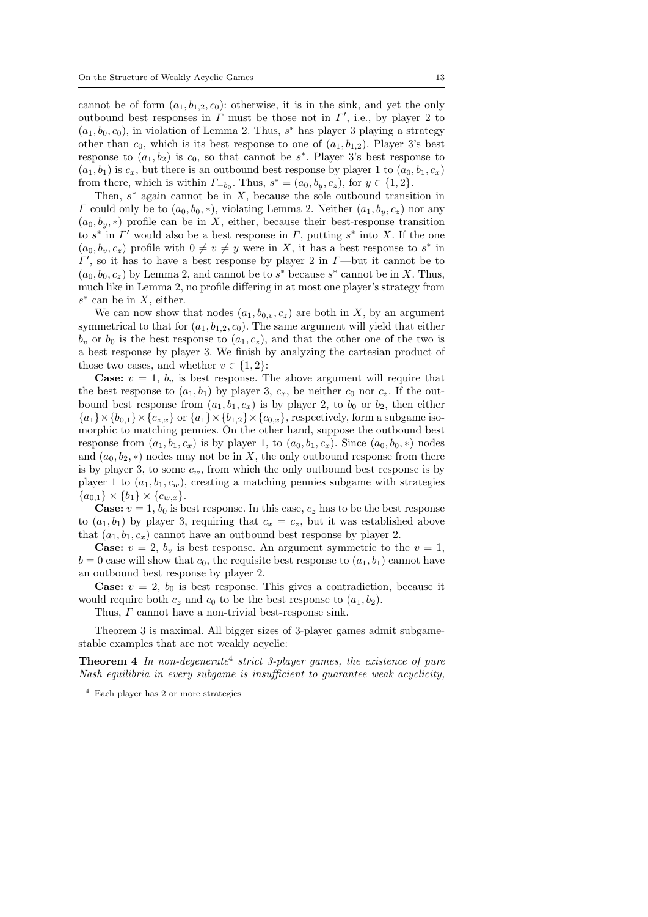cannot be of form $(a_1, b_{1,2}, c_0)$: otherwise, it is in the sink, and yet the only outbound best responses in $\Gamma$ must be those not in $\Gamma'$, i.e., by player 2 to $(a_1, b_0, c_0)$, in violation of Lemma 2. Thus, $s^*$ has player 3 playing a strategy other than $c_0$, which is its best response to one of $(a_1, b_{1,2})$. Player 3's best response to $(a_1, b_2)$ is $c_0$, so that cannot be $s^*$. Player 3's best response to $(a_1, b_1)$ is $c_x$, but there is an outbound best response by player 1 to $(a_0, b_1, c_x)$ from there, which is within $\Gamma_{-b_0}$. Thus, $s^* = (a_0, b_y, c_z)$, for $y \in \{1, 2\}$.

Then, $s^*$ again cannot be in $X$, because the sole outbound transition in $\Gamma$ could only be to $(a_0, b_0, *)$, violating Lemma 2. Neither $(a_1, b_y, c_z)$ nor any $(a_0, b_y, *)$ profile can be in $X$, either, because their best-response transition to $s^*$ in $\Gamma'$ would also be a best response in $\Gamma$, putting $s^*$ into $X$. If the one $(a_0, b_v, c_z)$ profile with $0 \neq v \neq y$ were in $X$, it has a best response to $s^*$ in $\Gamma'$, so it has to have a best response by player 2 in $\Gamma$—but it cannot be to $(a_0, b_0, c_z)$ by Lemma 2, and cannot be to $s^*$ because $s^*$ cannot be in $X$. Thus, much like in Lemma 2, no profile differing in at most one player's strategy from $s^*$ can be in $X$, either.

We can now show that nodes $(a_1, b_{0,v}, c_z)$ are both in $X$, by an argument symmetrical to that for $(a_1, b_{1,2}, c_0)$. The same argument will yield that either $b_v$ or $b_0$ is the best response to $(a_1, c_z)$, and that the other one of the two is a best response by player 3. We finish by analyzing the cartesian product of those two cases, and whether $v \in \{1, 2\}$:

**Case:** $v = 1$, $b_v$ is best response. The above argument will require that the best response to $(a_1, b_1)$ by player 3, $c_x$, be neither $c_0$ nor $c_z$. If the outbound best response from $(a_1, b_1, c_x)$ is by player 2, to $b_0$ or $b_2$, then either $\{a_1\} \times \{b_{0,1}\} \times \{c_{z,x}\}$ or $\{a_1\} \times \{b_{1,2}\} \times \{c_{0,x}\}$, respectively, form a subgame isomorphic to matching pennies. On the other hand, suppose the outbound best response from $(a_1, b_1, c_x)$ is by player 1, to $(a_0, b_1, c_x)$. Since $(a_0, b_0, *)$ nodes and $(a_0, b_2, *)$ nodes may not be in $X$, the only outbound response from there is by player 3, to some $c_w$, from which the only outbound best response is by player 1 to $(a_1, b_1, c_w)$, creating a matching pennies subgame with strategies $\{a_{0,1}\} \times \{b_1\} \times \{c_{w,x}\}$.

**Case:** $v = 1$, $b_0$ is best response. In this case, $c_z$ has to be the best response to $(a_1, b_1)$ by player 3, requiring that $c_x = c_z$, but it was established above that $(a_1, b_1, c_x)$ cannot have an outbound best response by player 2.

**Case:** $v = 2$, $b_v$ is best response. An argument symmetric to the $v = 1$, $b = 0$ case will show that $c_0$, the requisite best response to $(a_1, b_1)$ cannot have an outbound best response by player 2.

**Case:** $v = 2$, $b_0$ is best response. This gives a contradiction, because it would require both $c_z$ and $c_0$ to be the best response to $(a_1, b_2)$.

Thus, $\Gamma$ cannot have a non-trivial best-response sink.

Theorem 3 is maximal. All bigger sizes of 3-player games admit subgame-stable examples that are not weakly acyclic:

**Theorem 4** *In non-degenerate*[4] *strict 3-player games, the existence of pure Nash equilibria in every subgame is insufficient to guarantee weak acyclicity,*

[4] Each player has 2 or more strategies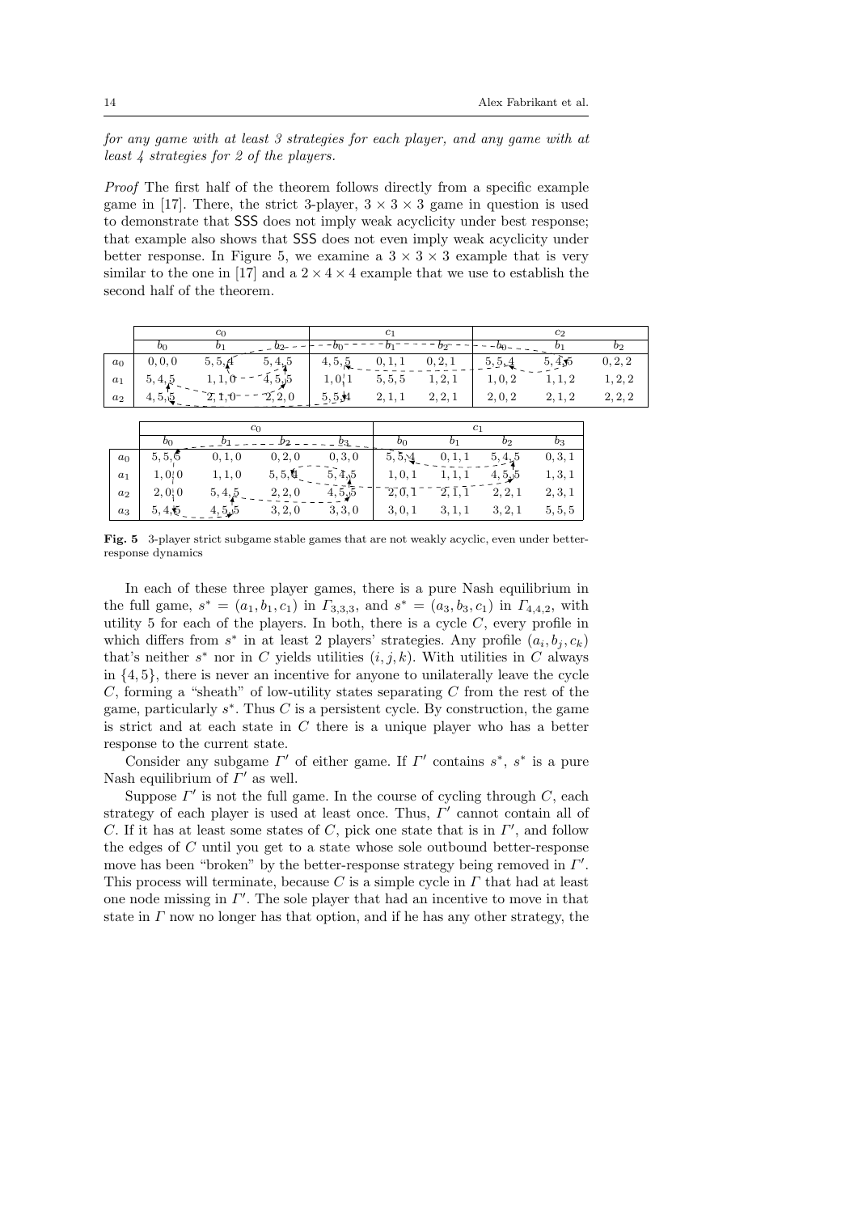*for any game with at least 3 strategies for each player, and any game with at least 4 strategies for 2 of the players.*

*Proof* The first half of the theorem follows directly from a specific example game in [17]. There, the strict 3-player, $3 \times 3 \times 3$ game in question is used to demonstrate that SSS does not imply weak acyclicity under best response; that example also shows that SSS does not even imply weak acyclicity under better response. In Figure 5, we examine a $3 \times 3 \times 3$ example that is very similar to the one in [17] and a $2 \times 4 \times 4$ example that we use to establish the second half of the theorem.

| | $c_0$ | | | $c_1$ | | | $c_2$ | | |
|---|---|---|---|---|---|---|---|---|---|
| | $b_0$ | $b_1$ | $b_2$ | $b_0$ | $b_1$ | $b_2$ | $b_0$ | $b_1$ | $b_2$ |
| $a_0$ | 0, 0, 0 | 5, 5, 4 | 5, 4, 5 | 4, 5, 5 | 0, 1, 1 | 0, 2, 1 | 5, 5, 4 | 5, 4, 5 | 0, 2, 2 |
| $a_1$ | 5, 4, 5 | 1, 1, 0 | 4, 5, 5 | 1, 0, 1 | 5, 5, 5 | 1, 2, 1 | 1, 0, 2 | 1, 1, 2 | 1, 2, 2 |
| $a_2$ | 4, 5, 5 | 2, 1, 0 | 2, 2, 0 | 5, 5, 4 | 2, 1, 1 | 2, 2, 1 | 2, 0, 2 | 2, 1, 2 | 2, 2, 2 |

| | $c_0$ | | | | $c_1$ | | | |
|---|---|---|---|---|---|---|---|---|
| | $b_0$ | $b_1$ | $b_2$ | $b_3$ | $b_0$ | $b_1$ | $b_2$ | $b_3$ |
| $a_0$ | 5, 5, 5 | 0, 1, 0 | 0, 2, 0 | 0, 3, 0 | 5, 5, 4 | 0, 1, 1 | 5, 4, 5 | 0, 3, 1 |
| $a_1$ | 1, 0, 0 | 1, 1, 0 | 5, 5, 4 | 5, 4, 5 | 1, 0, 1 | 1, 1, 1 | 4, 5, 5 | 1, 3, 1 |
| $a_2$ | 2, 0, 0 | 5, 4, 5 | 2, 2, 0 | 4, 5, 5 | 2, 0, 1 | 2, 1, 1 | 2, 2, 1 | 2, 3, 1 |
| $a_3$ | 5, 4, 5 | 4, 5, 5 | 3, 2, 0 | 3, 3, 0 | 3, 0, 1 | 3, 1, 1 | 3, 2, 1 | 5, 5, 5 |

**Fig. 5** 3-player strict subgame stable games that are not weakly acyclic, even under better-response dynamics

In each of these three player games, there is a pure Nash equilibrium in the full game, $s^* = (a_1, b_1, c_1)$ in $\Gamma_{3,3,3}$, and $s^* = (a_3, b_3, c_1)$ in $\Gamma_{4,4,2}$, with utility 5 for each of the players. In both, there is a cycle $C$, every profile in which differs from $s^*$ in at least 2 players' strategies. Any profile $(a_i, b_j, c_k)$ that's neither $s^*$ nor in $C$ yields utilities $(i, j, k)$. With utilities in $C$ always in $\{4, 5\}$, there is never an incentive for anyone to unilaterally leave the cycle $C$, forming a "sheath" of low-utility states separating $C$ from the rest of the game, particularly $s^*$. Thus $C$ is a persistent cycle. By construction, the game is strict and at each state in $C$ there is a unique player who has a better response to the current state.

Consider any subgame $\Gamma'$ of either game. If $\Gamma'$ contains $s^*$, $s^*$ is a pure Nash equilibrium of $\Gamma'$ as well.

Suppose $\Gamma'$ is not the full game. In the course of cycling through $C$, each strategy of each player is used at least once. Thus, $\Gamma'$ cannot contain all of $C$. If it has at least some states of $C$, pick one state that is in $\Gamma'$, and follow the edges of $C$ until you get to a state whose sole outbound better-response move has been "broken" by the better-response strategy being removed in $\Gamma'$. This process will terminate, because $C$ is a simple cycle in $\Gamma$ that had at least one node missing in $\Gamma'$. The sole player that had an incentive to move in that state in $\Gamma$ now no longer has that option, and if he has any other strategy, the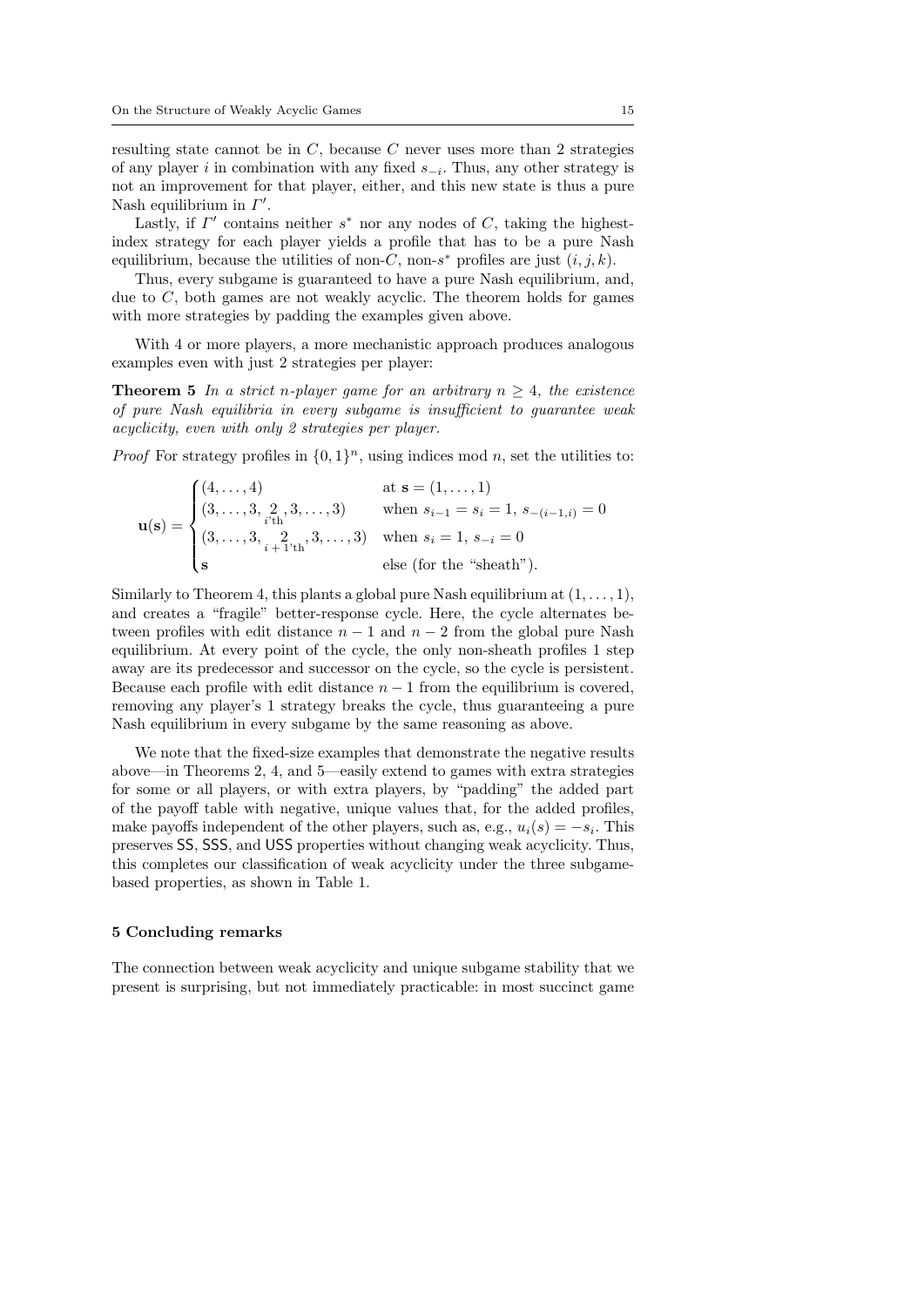resulting state cannot be in $C$, because $C$ never uses more than 2 strategies of any player $i$ in combination with any fixed $s_{-i}$. Thus, any other strategy is not an improvement for that player, either, and this new state is thus a pure Nash equilibrium in $\Gamma'$.

Lastly, if $\Gamma'$ contains neither $s^*$ nor any nodes of $C$, taking the highest-index strategy for each player yields a profile that has to be a pure Nash equilibrium, because the utilities of non-$C$, non-$s^*$ profiles are just $(i, j, k)$.

Thus, every subgame is guaranteed to have a pure Nash equilibrium, and, due to $C$, both games are not weakly acyclic. The theorem holds for games with more strategies by padding the examples given above.

With 4 or more players, a more mechanistic approach produces analogous examples even with just 2 strategies per player:

**Theorem 5** *In a strict $n$-player game for an arbitrary $n \geq 4$, the existence of pure Nash equilibria in every subgame is insufficient to guarantee weak acyclicity, even with only 2 strategies per player.*

*Proof* For strategy profiles in $\{0, 1\}^n$, using indices mod $n$, set the utilities to:

$$\mathbf{u}(\mathbf{s}) = \begin{cases} (4, \ldots, 4) & \text{at } \mathbf{s} = (1, \ldots, 1) \\ (3, \ldots, 3, \underset{i\text{'th}}{2}, 3, \ldots, 3) & \text{when } s_{i-1} = s_i = 1,\ s_{-(i-1,i)} = 0 \\ (3, \ldots, 3, \underset{i+1\text{'th}}{2}, 3, \ldots, 3) & \text{when } s_i = 1,\ s_{-i} = 0 \\ \mathbf{s} & \text{else (for the “sheath”).} \end{cases}$$

Similarly to Theorem 4, this plants a global pure Nash equilibrium at $(1, \ldots, 1)$, and creates a “fragile” better-response cycle. Here, the cycle alternates between profiles with edit distance $n-1$ and $n-2$ from the global pure Nash equilibrium. At every point of the cycle, the only non-sheath profiles 1 step away are its predecessor and successor on the cycle, so the cycle is persistent. Because each profile with edit distance $n-1$ from the equilibrium is covered, removing any player's 1 strategy breaks the cycle, thus guaranteeing a pure Nash equilibrium in every subgame by the same reasoning as above.

We note that the fixed-size examples that demonstrate the negative results above—in Theorems 2, 4, and 5—easily extend to games with extra strategies for some or all players, or with extra players, by “padding” the added part of the payoff table with negative, unique values that, for the added profiles, make payoffs independent of the other players, such as, e.g., $u_i(s) = -s_i$. This preserves SS, SSS, and USS properties without changing weak acyclicity. Thus, this completes our classification of weak acyclicity under the three subgame-based properties, as shown in Table 1.

## 5 Concluding remarks

The connection between weak acyclicity and unique subgame stability that we present is surprising, but not immediately practicable: in most succinct game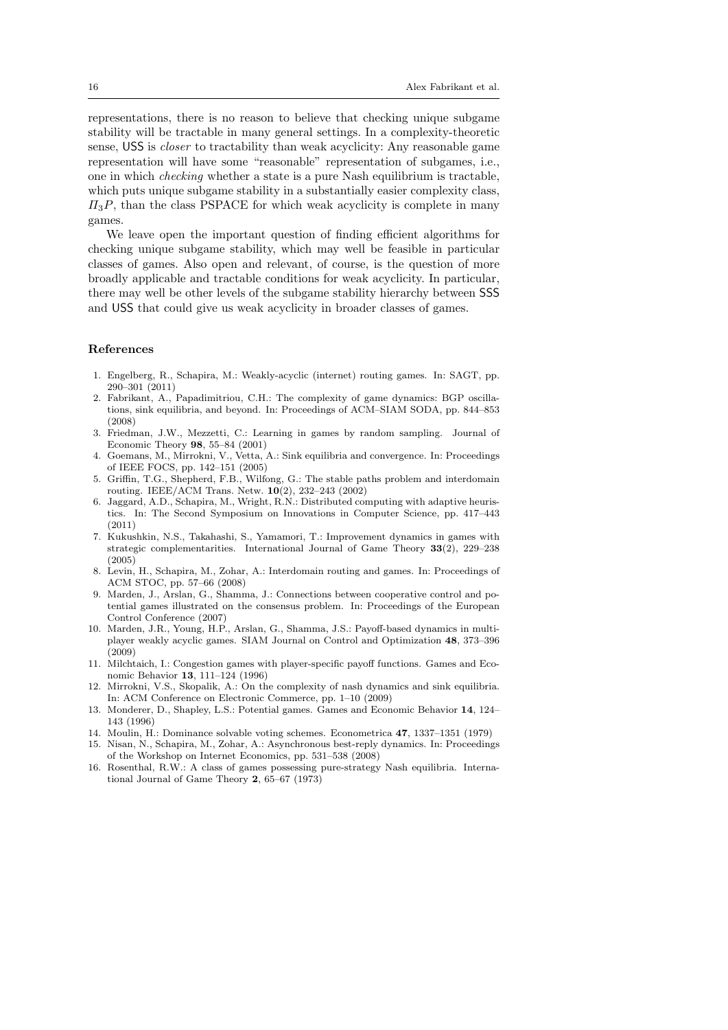representations, there is no reason to believe that checking unique subgame stability will be tractable in many general settings. In a complexity-theoretic sense, USS is *closer* to tractability than weak acyclicity: Any reasonable game representation will have some "reasonable" representation of subgames, i.e., one in which *checking* whether a state is a pure Nash equilibrium is tractable, which puts unique subgame stability in a substantially easier complexity class, $\Pi_3 P$, than the class PSPACE for which weak acyclicity is complete in many games.

We leave open the important question of finding efficient algorithms for checking unique subgame stability, which may well be feasible in particular classes of games. Also open and relevant, of course, is the question of more broadly applicable and tractable conditions for weak acyclicity. In particular, there may well be other levels of the subgame stability hierarchy between SSS and USS that could give us weak acyclicity in broader classes of games.

## References

1. Engelberg, R., Schapira, M.: Weakly-acyclic (internet) routing games. In: SAGT, pp. 290–301 (2011)
2. Fabrikant, A., Papadimitriou, C.H.: The complexity of game dynamics: BGP oscillations, sink equilibria, and beyond. In: Proceedings of ACM–SIAM SODA, pp. 844–853 (2008)
3. Friedman, J.W., Mezzetti, C.: Learning in games by random sampling. Journal of Economic Theory **98**, 55–84 (2001)
4. Goemans, M., Mirrokni, V., Vetta, A.: Sink equilibria and convergence. In: Proceedings of IEEE FOCS, pp. 142–151 (2005)
5. Griffin, T.G., Shepherd, F.B., Wilfong, G.: The stable paths problem and interdomain routing. IEEE/ACM Trans. Netw. **10**(2), 232–243 (2002)
6. Jaggard, A.D., Schapira, M., Wright, R.N.: Distributed computing with adaptive heuristics. In: The Second Symposium on Innovations in Computer Science, pp. 417–443 (2011)
7. Kukushkin, N.S., Takahashi, S., Yamamori, T.: Improvement dynamics in games with strategic complementarities. International Journal of Game Theory **33**(2), 229–238 (2005)
8. Levin, H., Schapira, M., Zohar, A.: Interdomain routing and games. In: Proceedings of ACM STOC, pp. 57–66 (2008)
9. Marden, J., Arslan, G., Shamma, J.: Connections between cooperative control and potential games illustrated on the consensus problem. In: Proceedings of the European Control Conference (2007)
10. Marden, J.R., Young, H.P., Arslan, G., Shamma, J.S.: Payoff-based dynamics in multiplayer weakly acyclic games. SIAM Journal on Control and Optimization **48**, 373–396 (2009)
11. Milchtaich, I.: Congestion games with player-specific payoff functions. Games and Economic Behavior **13**, 111–124 (1996)
12. Mirrokni, V.S., Skopalik, A.: On the complexity of nash dynamics and sink equilibria. In: ACM Conference on Electronic Commerce, pp. 1–10 (2009)
13. Monderer, D., Shapley, L.S.: Potential games. Games and Economic Behavior **14**, 124–143 (1996)
14. Moulin, H.: Dominance solvable voting schemes. Econometrica **47**, 1337–1351 (1979)
15. Nisan, N., Schapira, M., Zohar, A.: Asynchronous best-reply dynamics. In: Proceedings of the Workshop on Internet Economics, pp. 531–538 (2008)
16. Rosenthal, R.W.: A class of games possessing pure-strategy Nash equilibria. International Journal of Game Theory **2**, 65–67 (1973)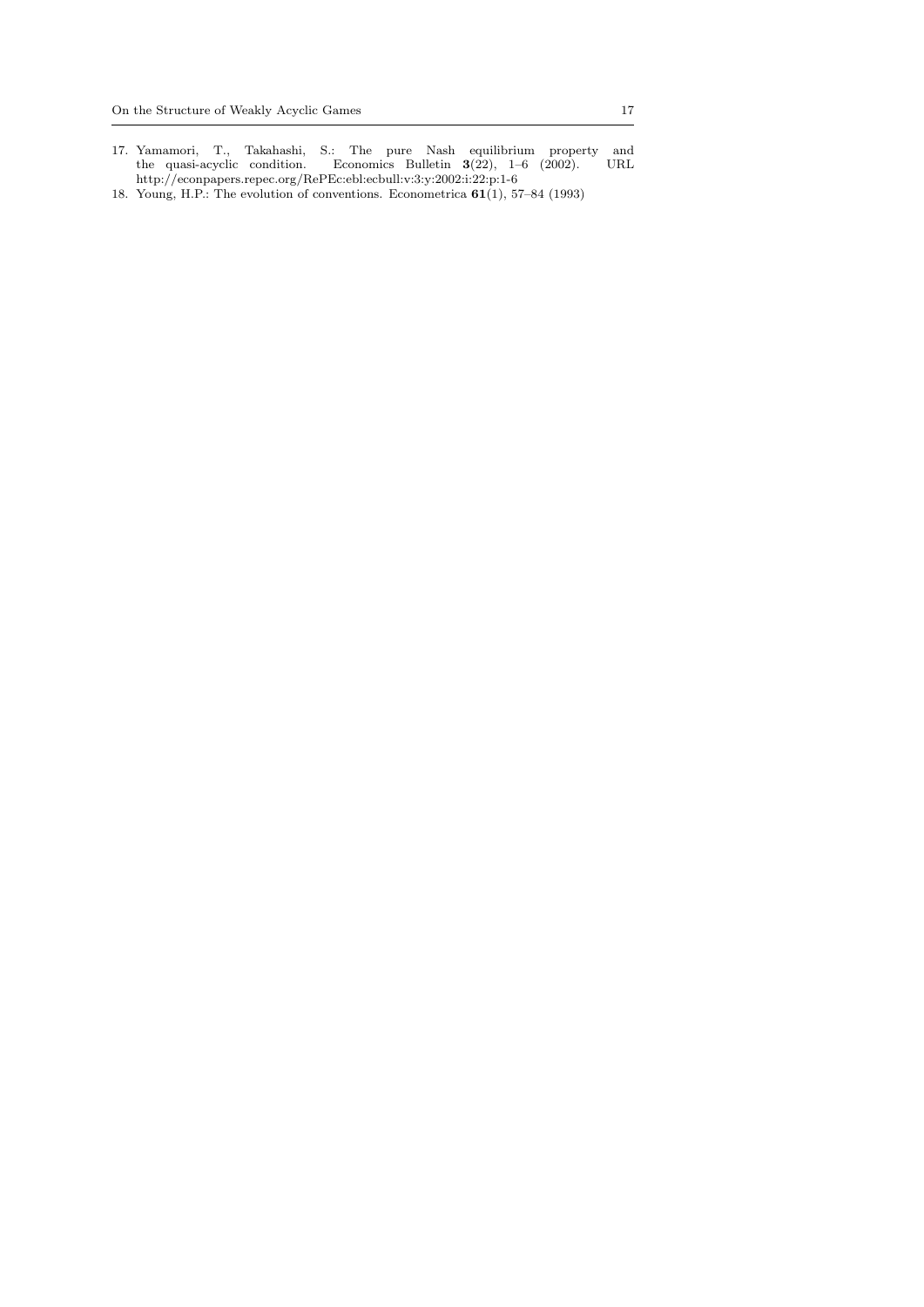17. Yamamori, T., Takahashi, S.: The pure Nash equilibrium property and the quasi-acyclic condition. Economics Bulletin **3**(22), 1–6 (2002). URL http://econpapers.repec.org/RePEc:ebl:ecbull:v:3:y:2002:i:22:p:1-6
18. Young, H.P.: The evolution of conventions. Econometrica **61**(1), 57–84 (1993)